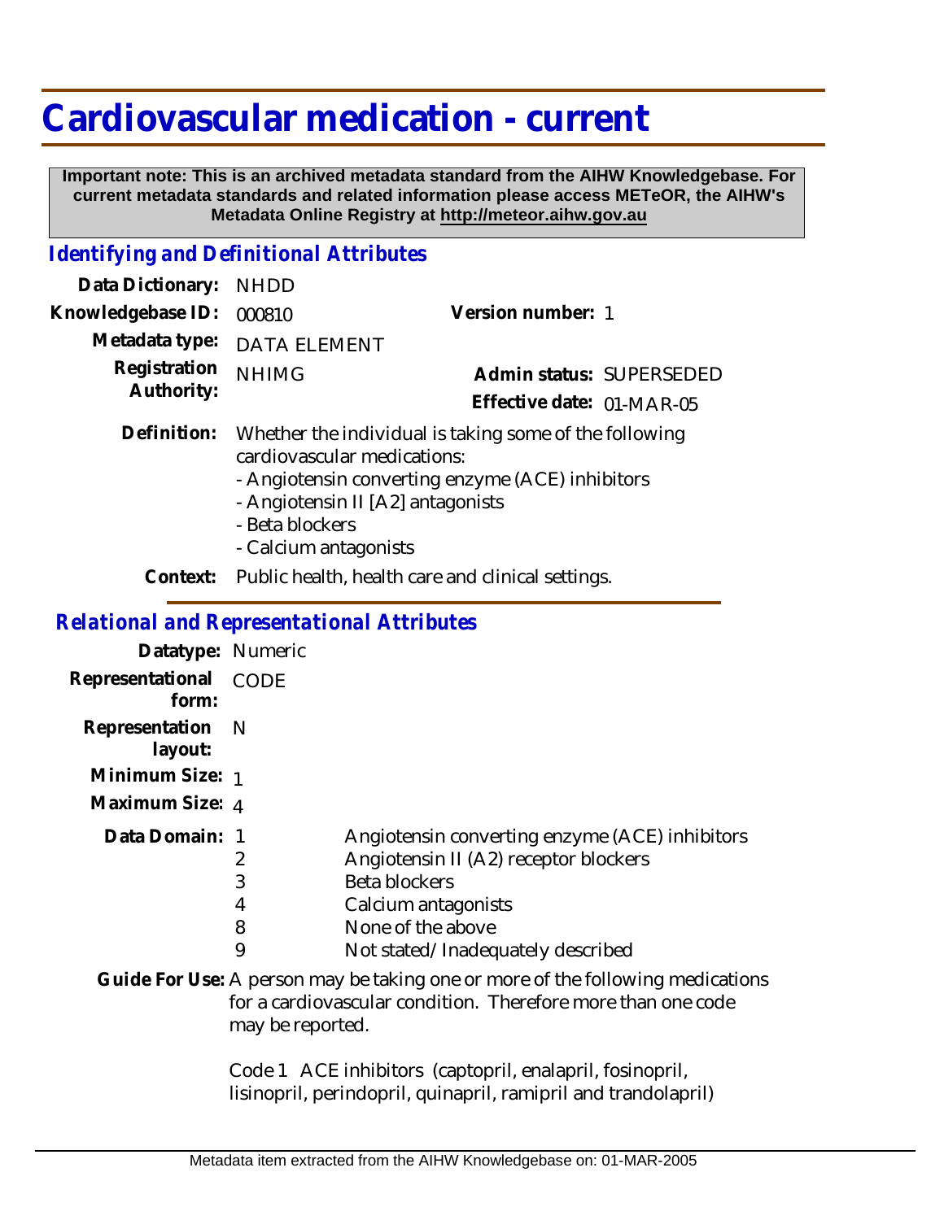# Cardiovascular medication - current

**Important note: This is an archived metadata standard from the AIHW Knowledgebase. For current metadata standards and related information please access METeOR, the AIHW's Metadata Online Registry at http://meteor.aihw.gov.au**

## *Identifying and Definitional Attributes*

**Data Dictionary:** NHDD

**Knowledgebase ID:** 000810

**Version number:** 1

**Metadata type:** DATA ELEMENT

**Registration Authority:** NHIMG

**Admin status:** SUPERSEDED

**Effective date:** 01-MAR-05

**Definition:** Whether the individual is taking some of the following cardiovascular medications:
- Angiotensin converting enzyme (ACE) inhibitors
- Angiotensin II [A2] antagonists
- Beta blockers
- Calcium antagonists

**Context:** Public health, health care and clinical settings.

## *Relational and Representational Attributes*

**Datatype:** Numeric

**Representational form:** CODE

**Representation layout:** N

**Minimum Size:** 1

**Maximum Size:** 4

**Data Domain:**

| Code | Description |
|---|---|
| 1 | Angiotensin converting enzyme (ACE) inhibitors |
| 2 | Angiotensin II (A2) receptor blockers |
| 3 | Beta blockers |
| 4 | Calcium antagonists |
| 8 | None of the above |
| 9 | Not stated/Inadequately described |

**Guide For Use:** A person may be taking one or more of the following medications for a cardiovascular condition. Therefore more than one code may be reported.

Code 1 ACE inhibitors (captopril, enalapril, fosinopril, lisinopril, perindopril, quinapril, ramipril and trandolapril)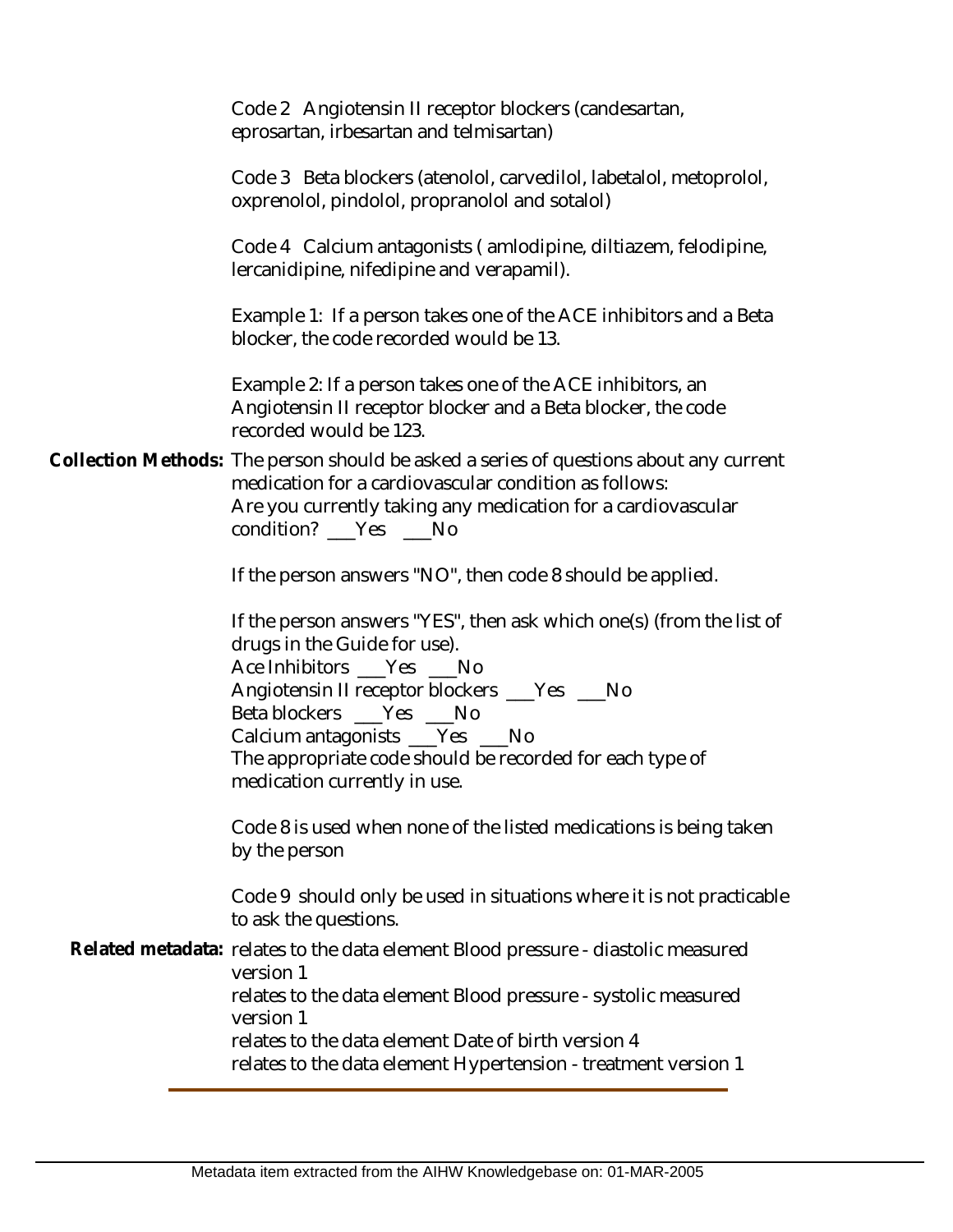Code 2 Angiotensin II receptor blockers (candesartan, eprosartan, irbesartan and telmisartan)

Code 3 Beta blockers (atenolol, carvedilol, labetalol, metoprolol, oxprenolol, pindolol, propranolol and sotalol)

Code 4 Calcium antagonists ( amlodipine, diltiazem, felodipine, lercanidipine, nifedipine and verapamil).

Example 1: If a person takes one of the ACE inhibitors and a Beta blocker, the code recorded would be 13.

Example 2: If a person takes one of the ACE inhibitors, an Angiotensin II receptor blocker and a Beta blocker, the code recorded would be 123.

**Collection Methods:** The person should be asked a series of questions about any current medication for a cardiovascular condition as follows:
Are you currently taking any medication for a cardiovascular condition? ___Yes ___No

If the person answers "NO", then code 8 should be applied.

If the person answers "YES", then ask which one(s) (from the list of drugs in the Guide for use).
Ace Inhibitors ___Yes ___No
Angiotensin II receptor blockers ___Yes ___No
Beta blockers ___Yes ___No
Calcium antagonists ___Yes ___No
The appropriate code should be recorded for each type of medication currently in use.

Code 8 is used when none of the listed medications is being taken by the person

Code 9 should only be used in situations where it is not practicable to ask the questions.

**Related metadata:** relates to the data element Blood pressure - diastolic measured version 1
relates to the data element Blood pressure - systolic measured version 1
relates to the data element Date of birth version 4
relates to the data element Hypertension - treatment version 1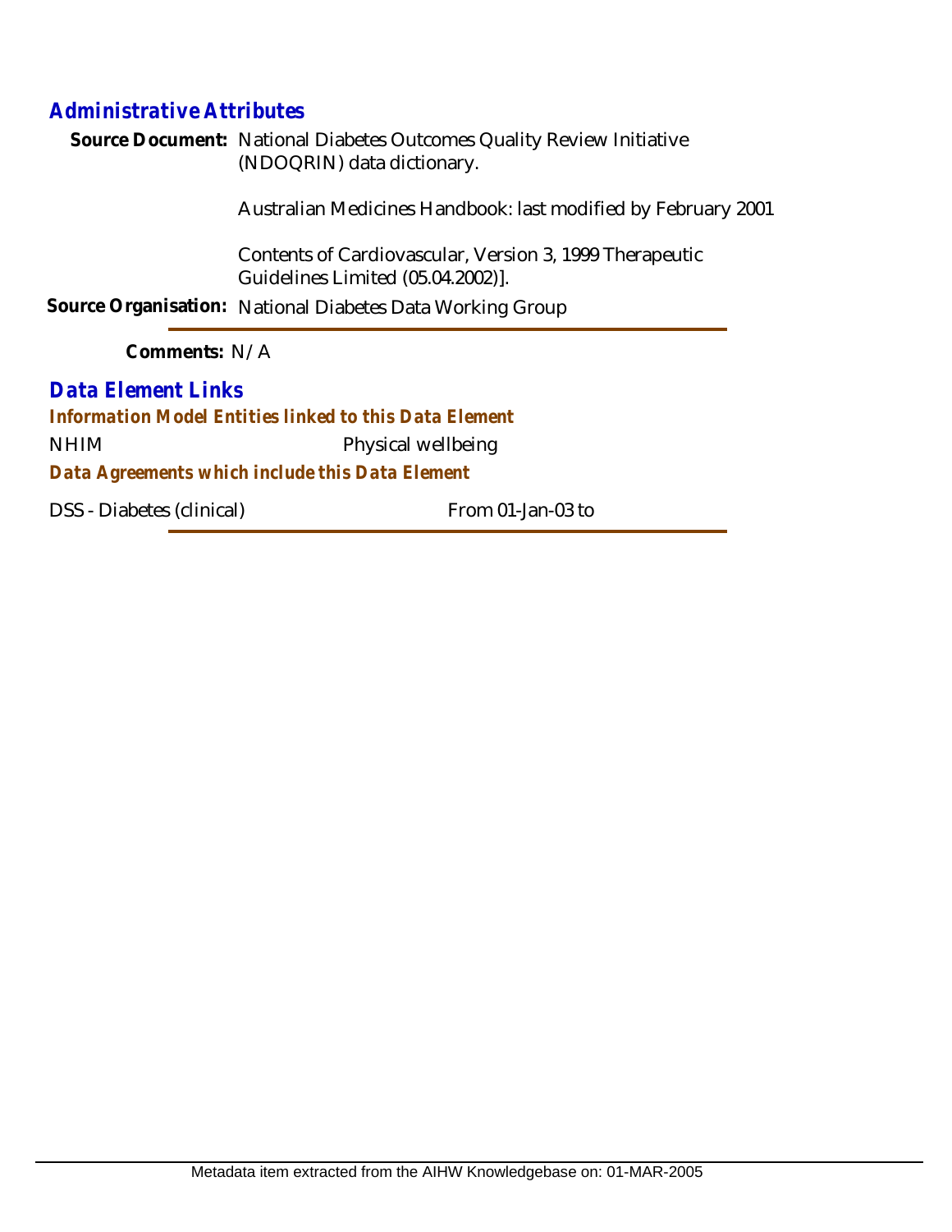## Administrative Attributes

**Source Document:** National Diabetes Outcomes Quality Review Initiative (NDOQRIN) data dictionary.

Australian Medicines Handbook: last modified by February 2001

Contents of Cardiovascular, Version 3, 1999 Therapeutic Guidelines Limited (05.04.2002)].

**Source Organisation:** National Diabetes Data Working Group

**Comments:** N/A

## Data Element Links

### *Information Model Entities linked to this Data Element*

| | |
|---|---|
| NHIM | Physical wellbeing |

### *Data Agreements which include this Data Element*

| | |
|---|---|
| DSS - Diabetes (clinical) | From 01-Jan-03 to |

Metadata item extracted from the AIHW Knowledgebase on: 01-MAR-2005